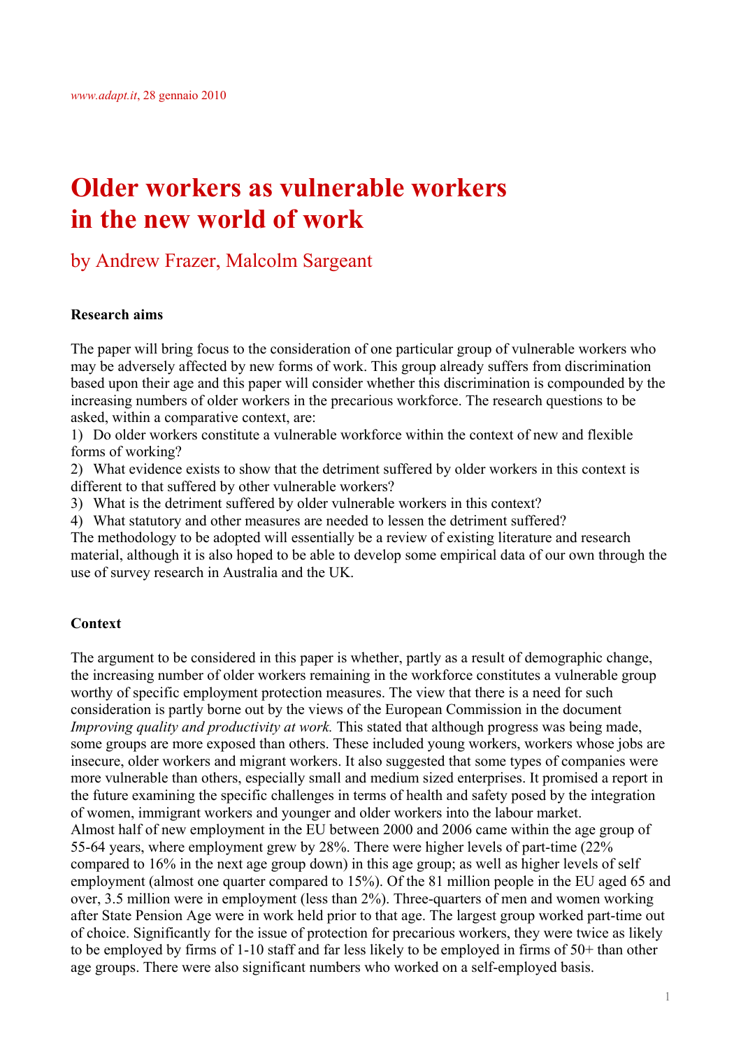*www.adapt.it*, 28 gennaio 2010

# Older workers as vulnerable workers in the new world of work

## by Andrew Frazer, Malcolm Sargeant

**Research aims**

The paper will bring focus to the consideration of one particular group of vulnerable workers who may be adversely affected by new forms of work. This group already suffers from discrimination based upon their age and this paper will consider whether this discrimination is compounded by the increasing numbers of older workers in the precarious workforce. The research questions to be asked, within a comparative context, are:

1) Do older workers constitute a vulnerable workforce within the context of new and flexible forms of working?
2) What evidence exists to show that the detriment suffered by older workers in this context is different to that suffered by other vulnerable workers?
3) What is the detriment suffered by older vulnerable workers in this context?
4) What statutory and other measures are needed to lessen the detriment suffered?

The methodology to be adopted will essentially be a review of existing literature and research material, although it is also hoped to be able to develop some empirical data of our own through the use of survey research in Australia and the UK.

**Context**

The argument to be considered in this paper is whether, partly as a result of demographic change, the increasing number of older workers remaining in the workforce constitutes a vulnerable group worthy of specific employment protection measures. The view that there is a need for such consideration is partly borne out by the views of the European Commission in the document *Improving quality and productivity at work.* This stated that although progress was being made, some groups are more exposed than others. These included young workers, workers whose jobs are insecure, older workers and migrant workers. It also suggested that some types of companies were more vulnerable than others, especially small and medium sized enterprises. It promised a report in the future examining the specific challenges in terms of health and safety posed by the integration of women, immigrant workers and younger and older workers into the labour market.
Almost half of new employment in the EU between 2000 and 2006 came within the age group of 55-64 years, where employment grew by 28%. There were higher levels of part-time (22% compared to 16% in the next age group down) in this age group; as well as higher levels of self employment (almost one quarter compared to 15%). Of the 81 million people in the EU aged 65 and over, 3.5 million were in employment (less than 2%). Three-quarters of men and women working after State Pension Age were in work held prior to that age. The largest group worked part-time out of choice. Significantly for the issue of protection for precarious workers, they were twice as likely to be employed by firms of 1-10 staff and far less likely to be employed in firms of 50+ than other age groups. There were also significant numbers who worked on a self-employed basis.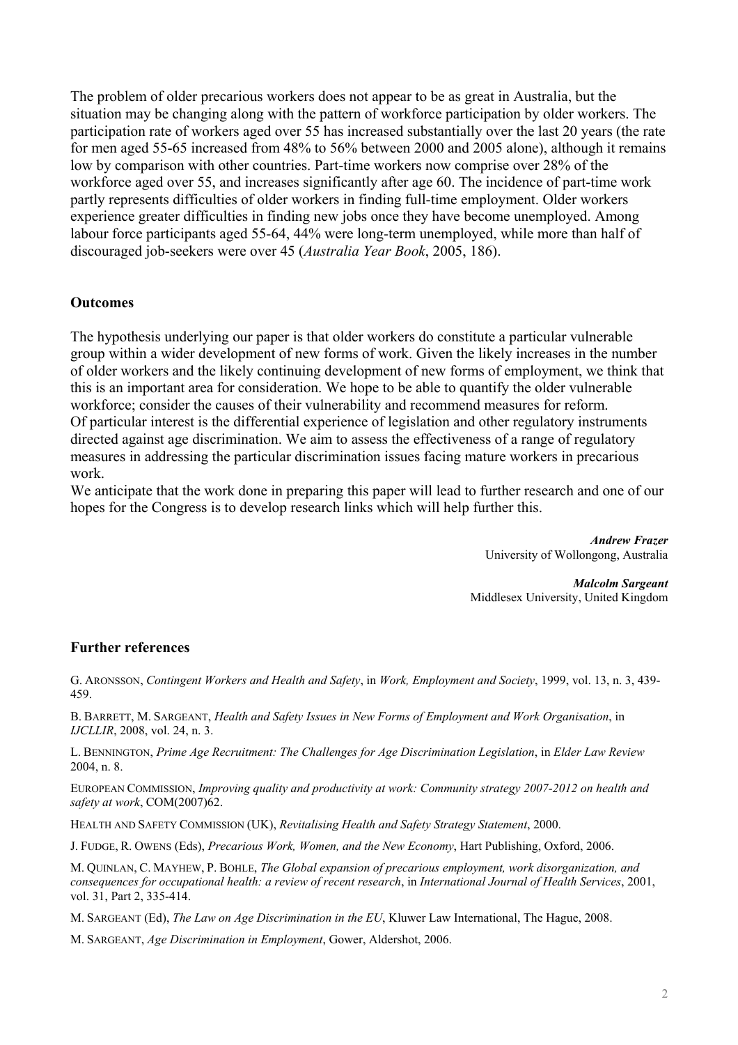The problem of older precarious workers does not appear to be as great in Australia, but the situation may be changing along with the pattern of workforce participation by older workers. The participation rate of workers aged over 55 has increased substantially over the last 20 years (the rate for men aged 55-65 increased from 48% to 56% between 2000 and 2005 alone), although it remains low by comparison with other countries. Part-time workers now comprise over 28% of the workforce aged over 55, and increases significantly after age 60. The incidence of part-time work partly represents difficulties of older workers in finding full-time employment. Older workers experience greater difficulties in finding new jobs once they have become unemployed. Among labour force participants aged 55-64, 44% were long-term unemployed, while more than half of discouraged job-seekers were over 45 (*Australia Year Book*, 2005, 186).

## Outcomes

The hypothesis underlying our paper is that older workers do constitute a particular vulnerable group within a wider development of new forms of work. Given the likely increases in the number of older workers and the likely continuing development of new forms of employment, we think that this is an important area for consideration. We hope to be able to quantify the older vulnerable workforce; consider the causes of their vulnerability and recommend measures for reform.
Of particular interest is the differential experience of legislation and other regulatory instruments directed against age discrimination. We aim to assess the effectiveness of a range of regulatory measures in addressing the particular discrimination issues facing mature workers in precarious work.
We anticipate that the work done in preparing this paper will lead to further research and one of our hopes for the Congress is to develop research links which will help further this.

***Andrew Frazer***
University of Wollongong, Australia

***Malcolm Sargeant***
Middlesex University, United Kingdom

## Further references

G. ARONSSON, *Contingent Workers and Health and Safety*, in *Work, Employment and Society*, 1999, vol. 13, n. 3, 439-459.

B. BARRETT, M. SARGEANT, *Health and Safety Issues in New Forms of Employment and Work Organisation*, in *IJCLLIR*, 2008, vol. 24, n. 3.

L. BENNINGTON, *Prime Age Recruitment: The Challenges for Age Discrimination Legislation*, in *Elder Law Review* 2004, n. 8.

EUROPEAN COMMISSION, *Improving quality and productivity at work: Community strategy 2007-2012 on health and safety at work*, COM(2007)62.

HEALTH AND SAFETY COMMISSION (UK), *Revitalising Health and Safety Strategy Statement*, 2000.

J. FUDGE, R. OWENS (Eds), *Precarious Work, Women, and the New Economy*, Hart Publishing, Oxford, 2006.

M. QUINLAN, C. MAYHEW, P. BOHLE, *The Global expansion of precarious employment, work disorganization, and consequences for occupational health: a review of recent research*, in *International Journal of Health Services*, 2001, vol. 31, Part 2, 335-414.

M. SARGEANT (Ed), *The Law on Age Discrimination in the EU*, Kluwer Law International, The Hague, 2008.

M. SARGEANT, *Age Discrimination in Employment*, Gower, Aldershot, 2006.